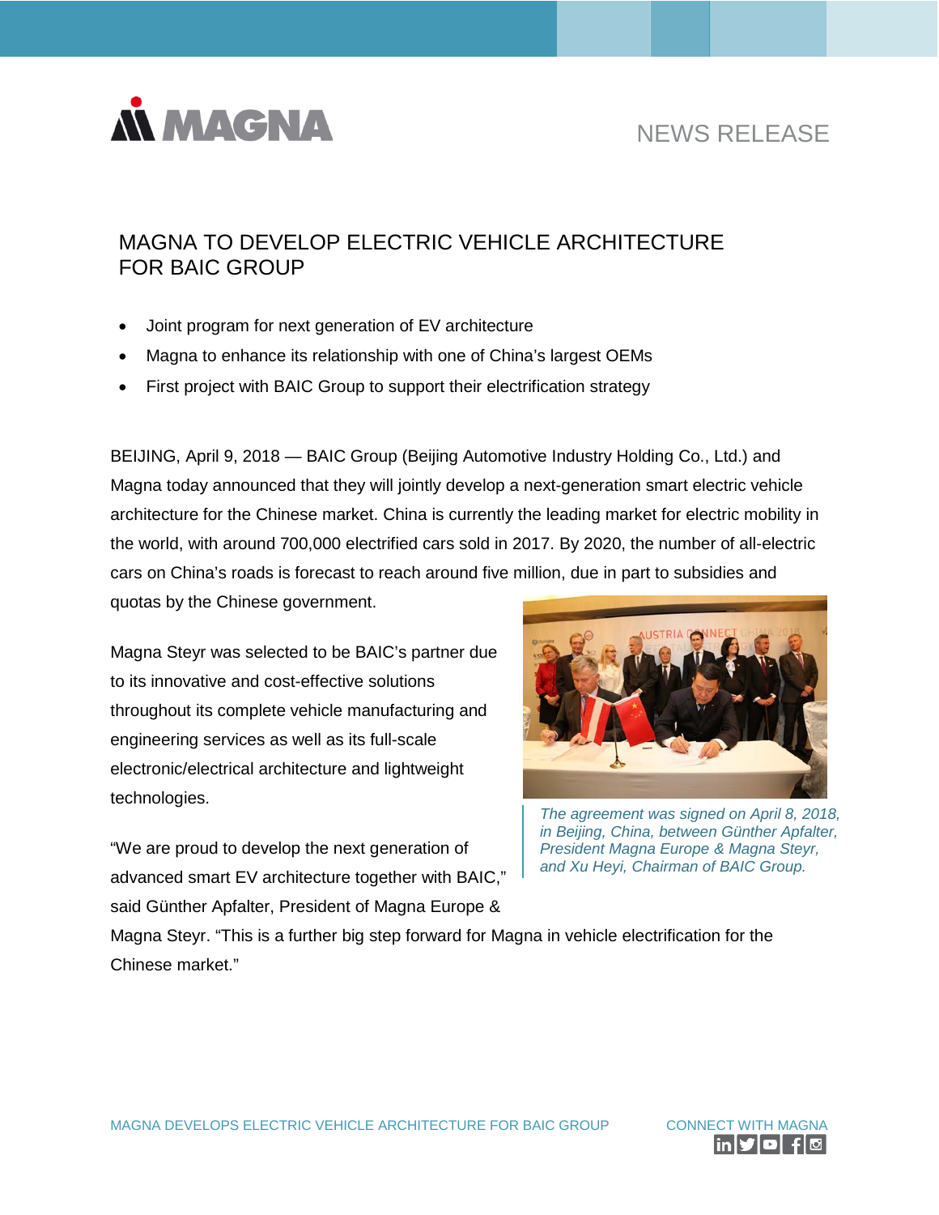NEWS RELEASE

# MAGNA TO DEVELOP ELECTRIC VEHICLE ARCHITECTURE FOR BAIC GROUP

- Joint program for next generation of EV architecture
- Magna to enhance its relationship with one of China's largest OEMs
- First project with BAIC Group to support their electrification strategy

BEIJING, April 9, 2018 — BAIC Group (Beijing Automotive Industry Holding Co., Ltd.) and Magna today announced that they will jointly develop a next-generation smart electric vehicle architecture for the Chinese market. China is currently the leading market for electric mobility in the world, with around 700,000 electrified cars sold in 2017. By 2020, the number of all-electric cars on China's roads is forecast to reach around five million, due in part to subsidies and quotas by the Chinese government.

Magna Steyr was selected to be BAIC's partner due to its innovative and cost-effective solutions throughout its complete vehicle manufacturing and engineering services as well as its full-scale electronic/electrical architecture and lightweight technologies.

*The agreement was signed on April 8, 2018, in Beijing, China, between Günther Apfalter, President Magna Europe & Magna Steyr, and Xu Heyi, Chairman of BAIC Group.*

"We are proud to develop the next generation of advanced smart EV architecture together with BAIC," said Günther Apfalter, President of Magna Europe & Magna Steyr. "This is a further big step forward for Magna in vehicle electrification for the Chinese market."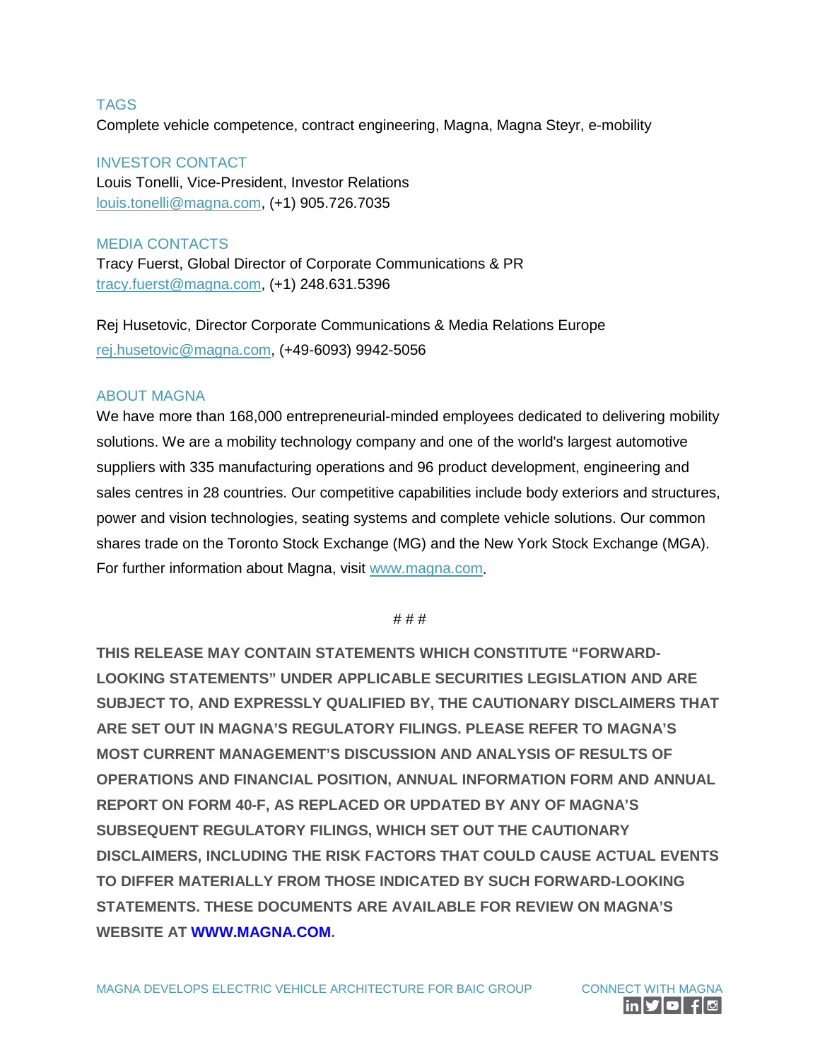## TAGS

Complete vehicle competence, contract engineering, Magna, Magna Steyr, e-mobility

## INVESTOR CONTACT

Louis Tonelli, Vice-President, Investor Relations
louis.tonelli@magna.com, (+1) 905.726.7035

## MEDIA CONTACTS

Tracy Fuerst, Global Director of Corporate Communications & PR
tracy.fuerst@magna.com, (+1) 248.631.5396

Rej Husetovic, Director Corporate Communications & Media Relations Europe
rej.husetovic@magna.com, (+49-6093) 9942-5056

## ABOUT MAGNA

We have more than 168,000 entrepreneurial-minded employees dedicated to delivering mobility solutions. We are a mobility technology company and one of the world's largest automotive suppliers with 335 manufacturing operations and 96 product development, engineering and sales centres in 28 countries. Our competitive capabilities include body exteriors and structures, power and vision technologies, seating systems and complete vehicle solutions. Our common shares trade on the Toronto Stock Exchange (MG) and the New York Stock Exchange (MGA). For further information about Magna, visit www.magna.com.

# # #

**THIS RELEASE MAY CONTAIN STATEMENTS WHICH CONSTITUTE "FORWARD-LOOKING STATEMENTS" UNDER APPLICABLE SECURITIES LEGISLATION AND ARE SUBJECT TO, AND EXPRESSLY QUALIFIED BY, THE CAUTIONARY DISCLAIMERS THAT ARE SET OUT IN MAGNA'S REGULATORY FILINGS. PLEASE REFER TO MAGNA'S MOST CURRENT MANAGEMENT'S DISCUSSION AND ANALYSIS OF RESULTS OF OPERATIONS AND FINANCIAL POSITION, ANNUAL INFORMATION FORM AND ANNUAL REPORT ON FORM 40-F, AS REPLACED OR UPDATED BY ANY OF MAGNA'S SUBSEQUENT REGULATORY FILINGS, WHICH SET OUT THE CAUTIONARY DISCLAIMERS, INCLUDING THE RISK FACTORS THAT COULD CAUSE ACTUAL EVENTS TO DIFFER MATERIALLY FROM THOSE INDICATED BY SUCH FORWARD-LOOKING STATEMENTS. THESE DOCUMENTS ARE AVAILABLE FOR REVIEW ON MAGNA'S WEBSITE AT WWW.MAGNA.COM.**

CONNECT WITH MAGNA